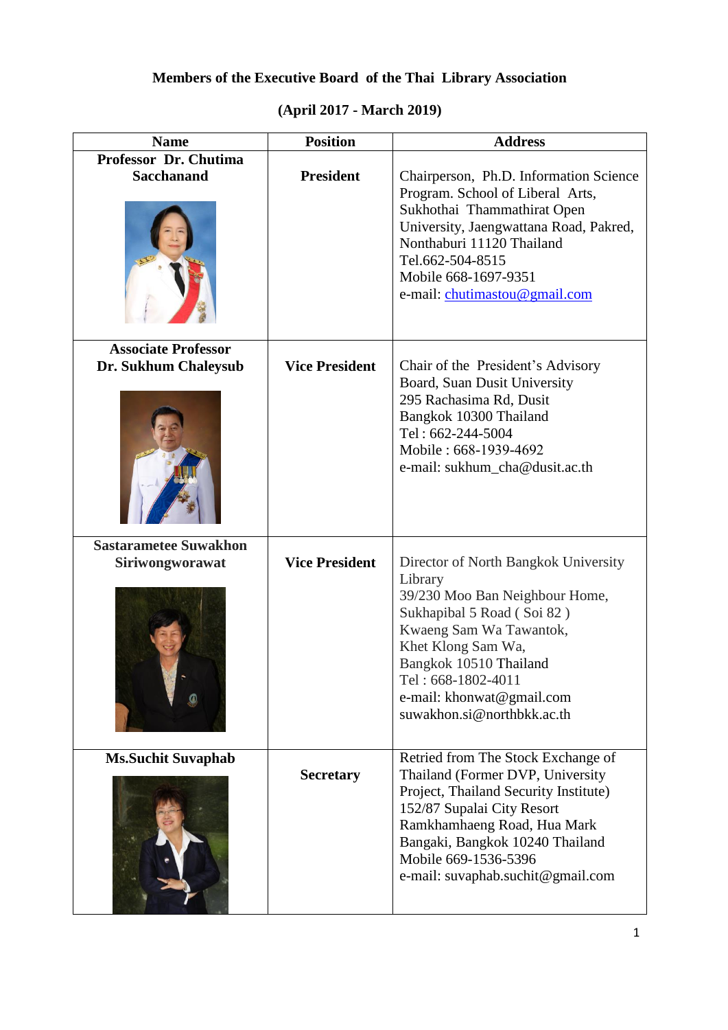**Members of the Executive Board of the Thai Library Association**

**(April 2017 - March 2019)**

| Name | Position | Address |
|---|---|---|
| **Professor Dr. Chutima Sacchanand** | **President** | Chairperson, Ph.D. Information Science Program. School of Liberal Arts, Sukhothai Thammathirat Open University, Jaengwattana Road, Pakred, Nonthaburi 11120 Thailand<br>Tel.662-504-8515<br>Mobile 668-1697-9351<br>e-mail: chutimastou@gmail.com |
| **Associate Professor Dr. Sukhum Chaleysub** | **Vice President** | Chair of the President's Advisory Board, Suan Dusit University<br>295 Rachasima Rd, Dusit<br>Bangkok 10300 Thailand<br>Tel : 662-244-5004<br>Mobile : 668-1939-4692<br>e-mail: sukhum_cha@dusit.ac.th |
| **Sastarametee Suwakhon Siriwongworawat** | **Vice President** | Director of North Bangkok University Library<br>39/230 Moo Ban Neighbour Home, Sukhapibal 5 Road ( Soi 82 )<br>Kwaeng Sam Wa Tawantok,<br>Khet Klong Sam Wa,<br>Bangkok 10510 Thailand<br>Tel : 668-1802-4011<br>e-mail: khonwat@gmail.com<br>suwakhon.si@northbkk.ac.th |
| **Ms.Suchit Suvaphab** | **Secretary** | Retried from The Stock Exchange of Thailand (Former DVP, University Project, Thailand Security Institute)<br>152/87 Supalai City Resort<br>Ramkhamhaeng Road, Hua Mark<br>Bangaki, Bangkok 10240 Thailand<br>Mobile 669-1536-5396<br>e-mail: suvaphab.suchit@gmail.com |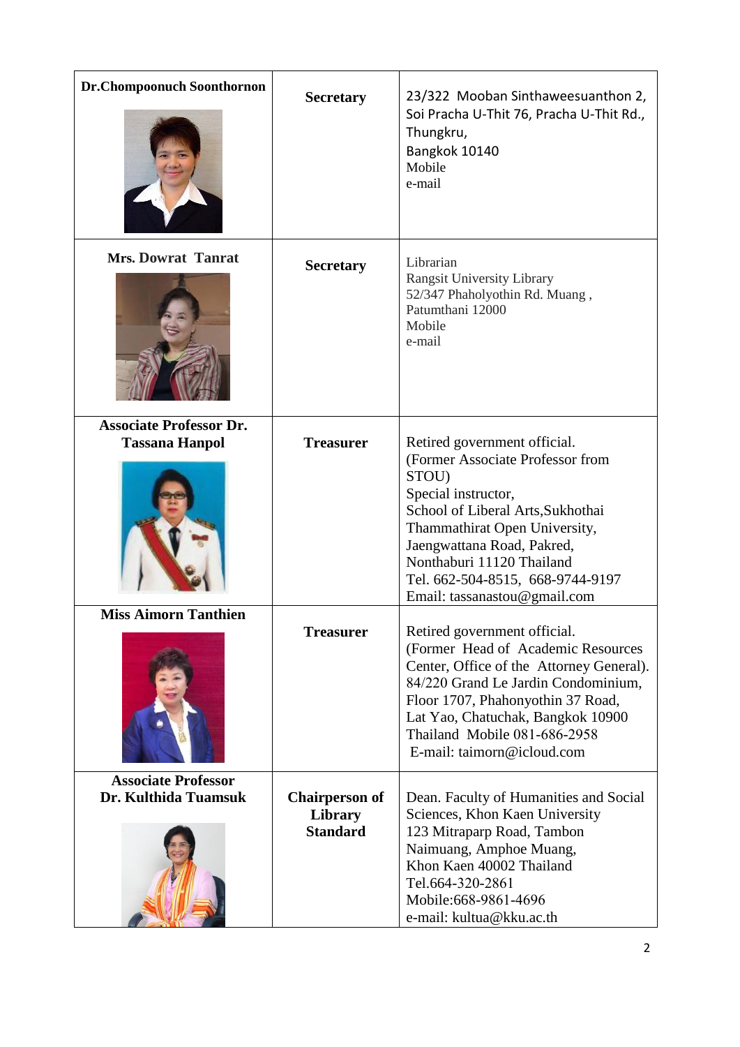| Dr.Chompoonuch Soonthornon | Secretary | 23/322 Mooban Sinthaweesuanthon 2, Soi Pracha U-Thit 76, Pracha U-Thit Rd., Thungkru, Bangkok 10140<br>Mobile<br>e-mail |
|---|---|---|
| Mrs. Dowrat Tanrat | Secretary | Librarian<br>Rangsit University Library<br>52/347 Phaholyothin Rd. Muang , Patumthani 12000<br>Mobile<br>e-mail |
| Associate Professor Dr. Tassana Hanpol | Treasurer | Retired government official.<br>(Former Associate Professor from STOU)<br>Special instructor,<br>School of Liberal Arts,Sukhothai Thammathirat Open University, Jaengwattana Road, Pakred, Nonthaburi 11120 Thailand<br>Tel. 662-504-8515, 668-9744-9197<br>Email: tassanastou@gmail.com |
| Miss Aimorn Tanthien | Treasurer | Retired government official.<br>(Former Head of Academic Resources Center, Office of the Attorney General).<br>84/220 Grand Le Jardin Condominium, Floor 1707, Phahonyothin 37 Road, Lat Yao, Chatuchak, Bangkok 10900 Thailand Mobile 081-686-2958<br>E-mail: taimorn@icloud.com |
| Associate Professor Dr. Kulthida Tuamsuk | Chairperson of Library Standard | Dean. Faculty of Humanities and Social Sciences, Khon Kaen University<br>123 Mitraparp Road, Tambon Naimuang, Amphoe Muang, Khon Kaen 40002 Thailand<br>Tel.664-320-2861<br>Mobile:668-9861-4696<br>e-mail: kultua@kku.ac.th |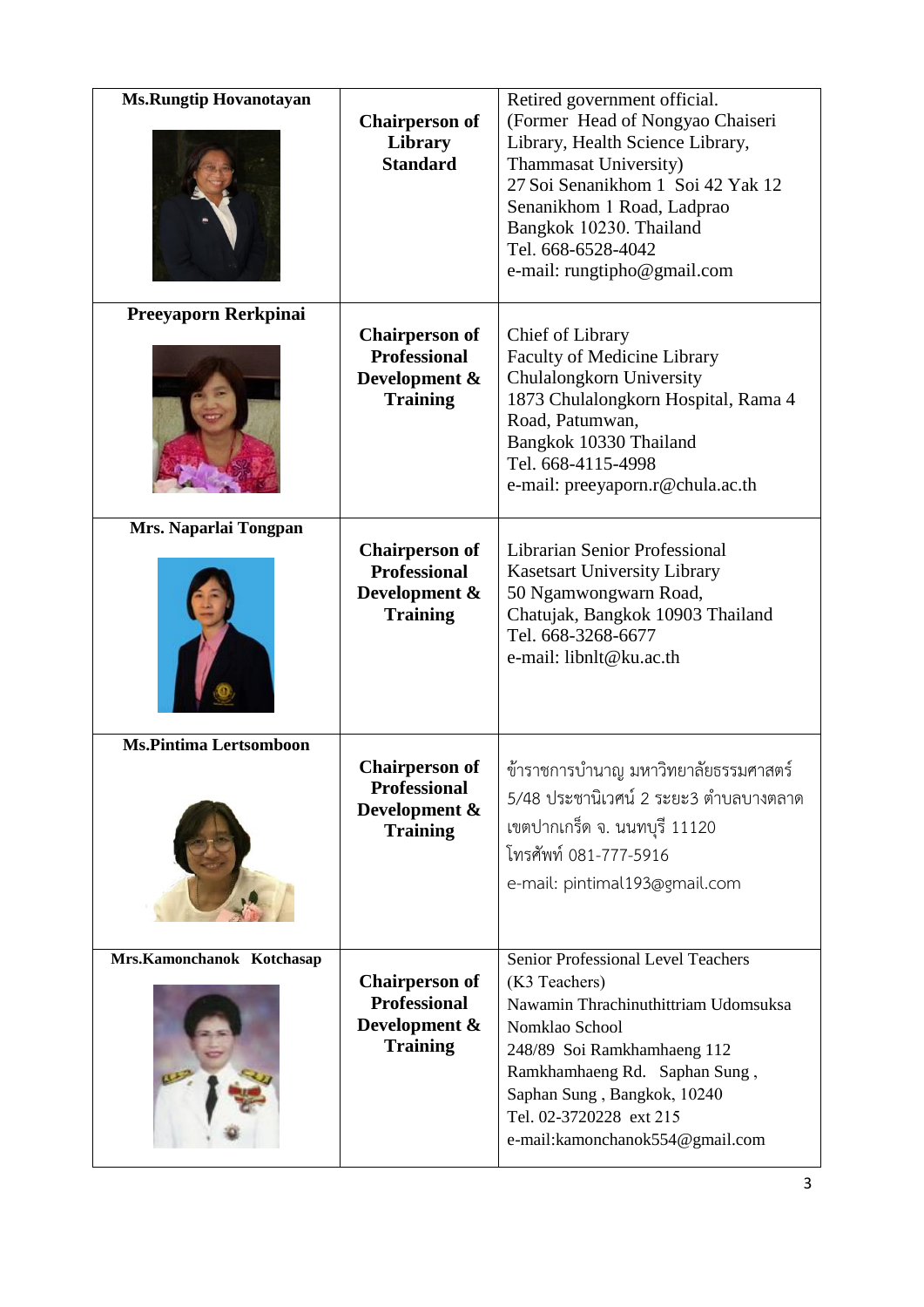| **Ms.Rungtip Hovanotayan** | **Chairperson of Library Standard** | Retired government official.<br>(Former Head of Nongyao Chaiseri Library, Health Science Library, Thammasat University)<br>27 Soi Senanikhom 1 Soi 42 Yak 12 Senanikhom 1 Road, Ladprao<br>Bangkok 10230. Thailand<br>Tel. 668-6528-4042<br>e-mail: rungtipho@gmail.com |
|---|---|---|
| **Preeyaporn Rerkpinai** | **Chairperson of Professional Development & Training** | Chief of Library<br>Faculty of Medicine Library<br>Chulalongkorn University<br>1873 Chulalongkorn Hospital, Rama 4 Road, Patumwan,<br>Bangkok 10330 Thailand<br>Tel. 668-4115-4998<br>e-mail: preeyaporn.r@chula.ac.th |
| **Mrs. Naparlai Tongpan** | **Chairperson of Professional Development & Training** | Librarian Senior Professional<br>Kasetsart University Library<br>50 Ngamwongwarn Road,<br>Chatujak, Bangkok 10903 Thailand<br>Tel. 668-3268-6677<br>e-mail: libnlt@ku.ac.th |
| **Ms.Pintima Lertsomboon** | **Chairperson of Professional Development & Training** | ข้าราชการบำนาญ มหาวิทยาลัยธรรมศาสตร์<br>5/48 ประชานิเวศน์ 2 ระยะ3 ตำบลบางตลาด<br>เขตปากเกร็ด จ. นนทบุรี 11120<br>โทรศัพท์ 081-777-5916<br>e-mail: pintimal193@gmail.com |
| **Mrs.Kamonchanok Kotchasap** | **Chairperson of Professional Development & Training** | Senior Professional Level Teachers<br>(K3 Teachers)<br>Nawamin Thrachinuthittriam Udomsuksa Nomklao School<br>248/89 Soi Ramkhamhaeng 112<br>Ramkhamhaeng Rd. Saphan Sung ,<br>Saphan Sung , Bangkok, 10240<br>Tel. 02-3720228 ext 215<br>e-mail:kamonchanok554@gmail.com |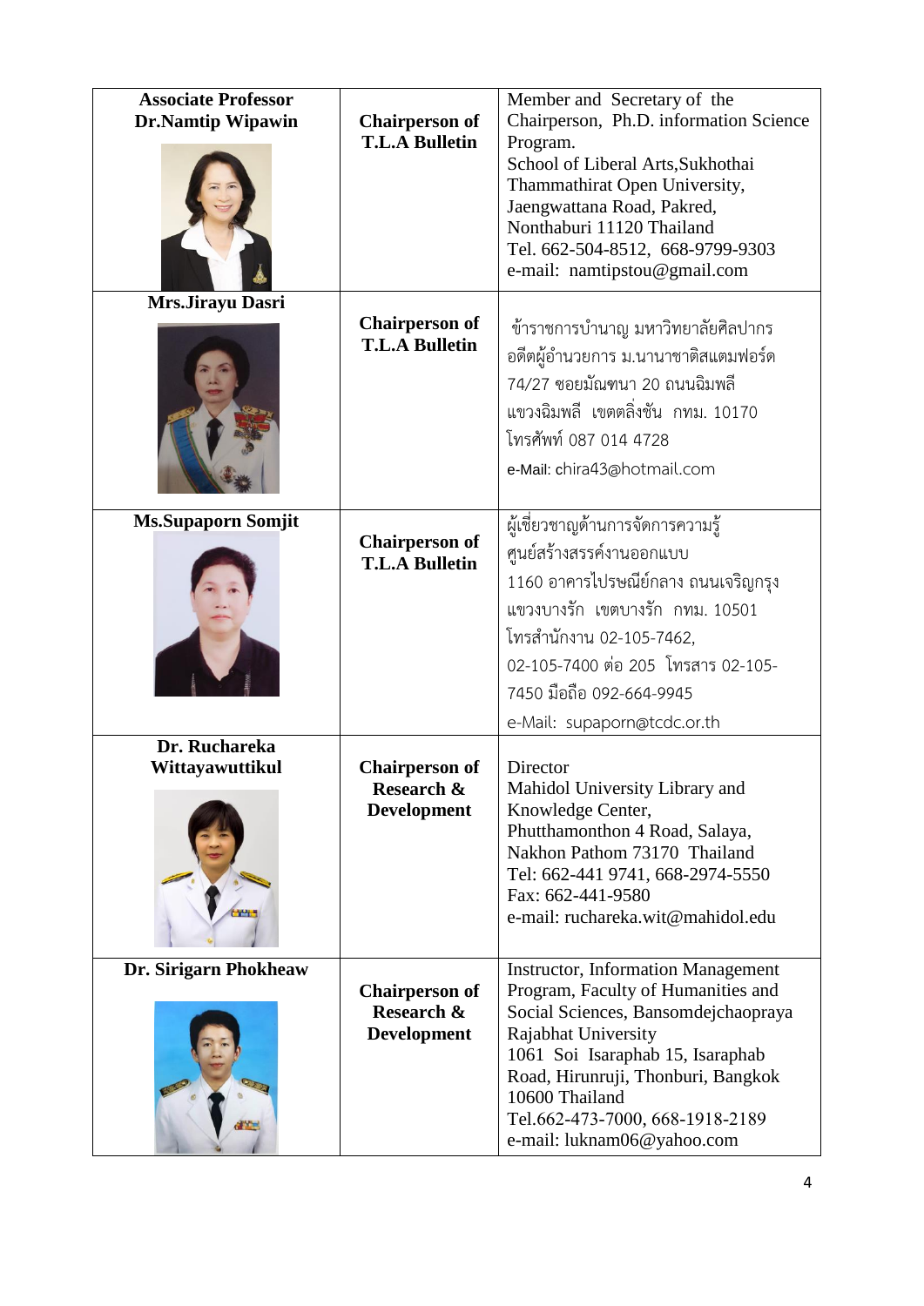| | | |
|---|---|---|
| **Associate Professor Dr.Namtip Wipawin** | **Chairperson of T.L.A Bulletin** | Member and Secretary of the Chairperson, Ph.D. information Science Program.<br>School of Liberal Arts,Sukhothai Thammathirat Open University, Jaengwattana Road, Pakred, Nonthaburi 11120 Thailand<br>Tel. 662-504-8512, 668-9799-9303<br>e-mail: namtipstou@gmail.com |
| **Mrs.Jirayu Dasri** | **Chairperson of T.L.A Bulletin** | ข้าราชการบำนาญ มหาวิทยาลัยศิลปากร<br>อดีตผู้อำนวยการ ม.นานาชาติสแตมฟอร์ด<br>74/27 ซอยมัณฑนา 20 ถนนฉิมพลี<br>แขวงฉิมพลี เขตตลิ่งชัน กทม. 10170<br>โทรศัพท์ 087 014 4728<br>e-Mail: chira43@hotmail.com |
| **Ms.Supaporn Somjit** | **Chairperson of T.L.A Bulletin** | ผู้เชี่ยวชาญด้านการจัดการความรู้<br>ศูนย์สร้างสรรค์งานออกแบบ<br>1160 อาคารไปรษณีย์กลาง ถนนเจริญกรุง<br>แขวงบางรัก เขตบางรัก กทม. 10501<br>โทรสำนักงาน 02-105-7462,<br>02-105-7400 ต่อ 205 โทรสาร 02-105-7450 มือถือ 092-664-9945<br>e-Mail: supaporn@tcdc.or.th |
| **Dr. Ruchareka Wittayawuttikul** | **Chairperson of Research & Development** | Director<br>Mahidol University Library and Knowledge Center,<br>Phutthamonthon 4 Road, Salaya, Nakhon Pathom 73170 Thailand<br>Tel: 662-441 9741, 668-2974-5550<br>Fax: 662-441-9580<br>e-mail: ruchareka.wit@mahidol.edu |
| **Dr. Sirigarn Phokheaw** | **Chairperson of Research & Development** | Instructor, Information Management Program, Faculty of Humanities and Social Sciences, Bansomdejchaopraya Rajabhat University<br>1061 Soi Isaraphab 15, Isaraphab Road, Hirunruji, Thonburi, Bangkok 10600 Thailand<br>Tel.662-473-7000, 668-1918-2189<br>e-mail: luknam06@yahoo.com |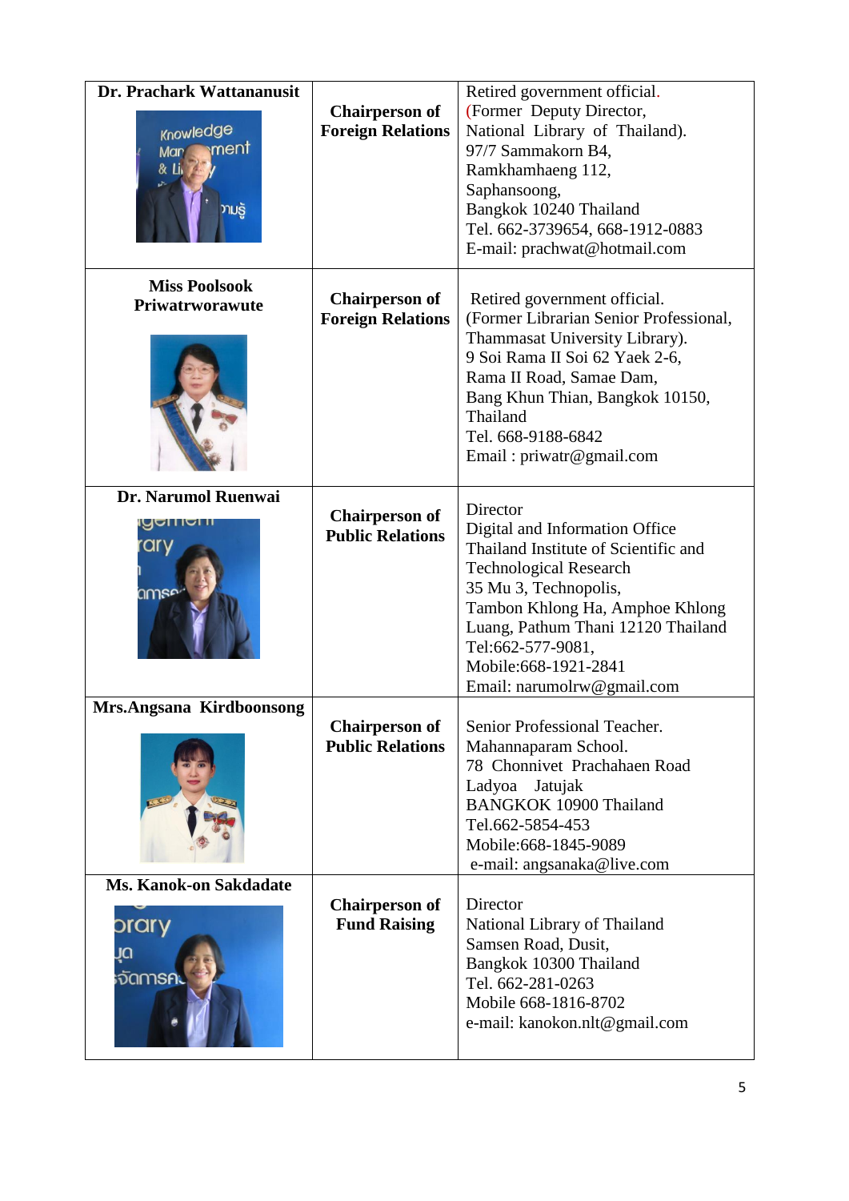| | | |
|---|---|---|
| **Dr. Prachark Wattananusit** | **Chairperson of Foreign Relations** | Retired government official. (Former Deputy Director, National Library of Thailand). 97/7 Sammakorn B4, Ramkhamhaeng 112, Saphansoong, Bangkok 10240 Thailand Tel. 662-3739654, 668-1912-0883 E-mail: prachwat@hotmail.com |
| **Miss Poolsook Priwatrworawute** | **Chairperson of Foreign Relations** | Retired government official. (Former Librarian Senior Professional, Thammasat University Library). 9 Soi Rama II Soi 62 Yaek 2-6, Rama II Road, Samae Dam, Bang Khun Thian, Bangkok 10150, Thailand Tel. 668-9188-6842 Email : priwatr@gmail.com |
| **Dr. Narumol Ruenwai** | **Chairperson of Public Relations** | Director Digital and Information Office Thailand Institute of Scientific and Technological Research 35 Mu 3, Technopolis, Tambon Khlong Ha, Amphoe Khlong Luang, Pathum Thani 12120 Thailand Tel:662-577-9081, Mobile:668-1921-2841 Email: narumolrw@gmail.com |
| **Mrs.Angsana Kirdboonsong** | **Chairperson of Public Relations** | Senior Professional Teacher. Mahannaparam School. 78 Chonnivet Prachahaen Road Ladyoa Jatujak BANGKOK 10900 Thailand Tel.662-5854-453 Mobile:668-1845-9089 e-mail: angsanaka@live.com |
| **Ms. Kanok-on Sakdadate** | **Chairperson of Fund Raising** | Director National Library of Thailand Samsen Road, Dusit, Bangkok 10300 Thailand Tel. 662-281-0263 Mobile 668-1816-8702 e-mail: kanokon.nlt@gmail.com |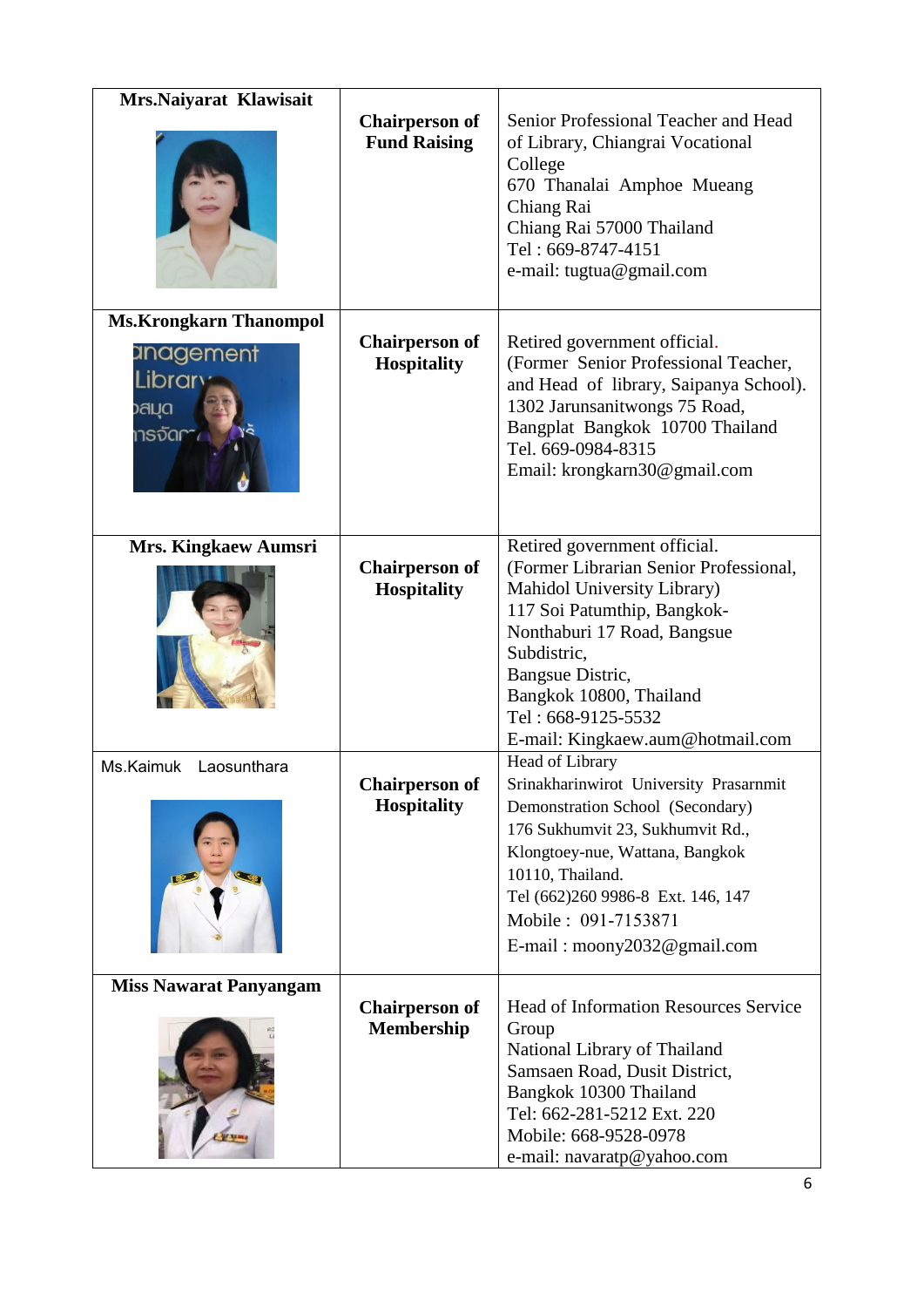| | | |
|---|---|---|
| **Mrs.Naiyarat Klawisait** | **Chairperson of Fund Raising** | Senior Professional Teacher and Head of Library, Chiangrai Vocational College<br>670 Thanalai Amphoe Mueang Chiang Rai<br>Chiang Rai 57000 Thailand<br>Tel : 669-8747-4151<br>e-mail: tugtua@gmail.com |
| **Ms.Krongkarn Thanompol** | **Chairperson of Hospitality** | Retired government official.<br>(Former Senior Professional Teacher, and Head of library, Saipanya School).<br>1302 Jarunsanitwongs 75 Road, Bangplat Bangkok 10700 Thailand<br>Tel. 669-0984-8315<br>Email: krongkarn30@gmail.com |
| **Mrs. Kingkaew Aumsri** | **Chairperson of Hospitality** | Retired government official.<br>(Former Librarian Senior Professional, Mahidol University Library)<br>117 Soi Patumthip, Bangkok-Nonthaburi 17 Road, Bangsue Subdistric,<br>Bangsue Distric,<br>Bangkok 10800, Thailand<br>Tel : 668-9125-5532<br>E-mail: Kingkaew.aum@hotmail.com |
| Ms.Kaimuk Laosunthara | **Chairperson of Hospitality** | Head of Library<br>Srinakharinwirot University Prasarnmit Demonstration School (Secondary)<br>176 Sukhumvit 23, Sukhumvit Rd., Klongtoey-nue, Wattana, Bangkok 10110, Thailand.<br>Tel (662)260 9986-8 Ext. 146, 147<br>Mobile : 091-7153871<br>E-mail : moony2032@gmail.com |
| **Miss Nawarat Panyangam** | **Chairperson of Membership** | Head of Information Resources Service Group<br>National Library of Thailand<br>Samsaen Road, Dusit District,<br>Bangkok 10300 Thailand<br>Tel: 662-281-5212 Ext. 220<br>Mobile: 668-9528-0978<br>e-mail: navaratp@yahoo.com |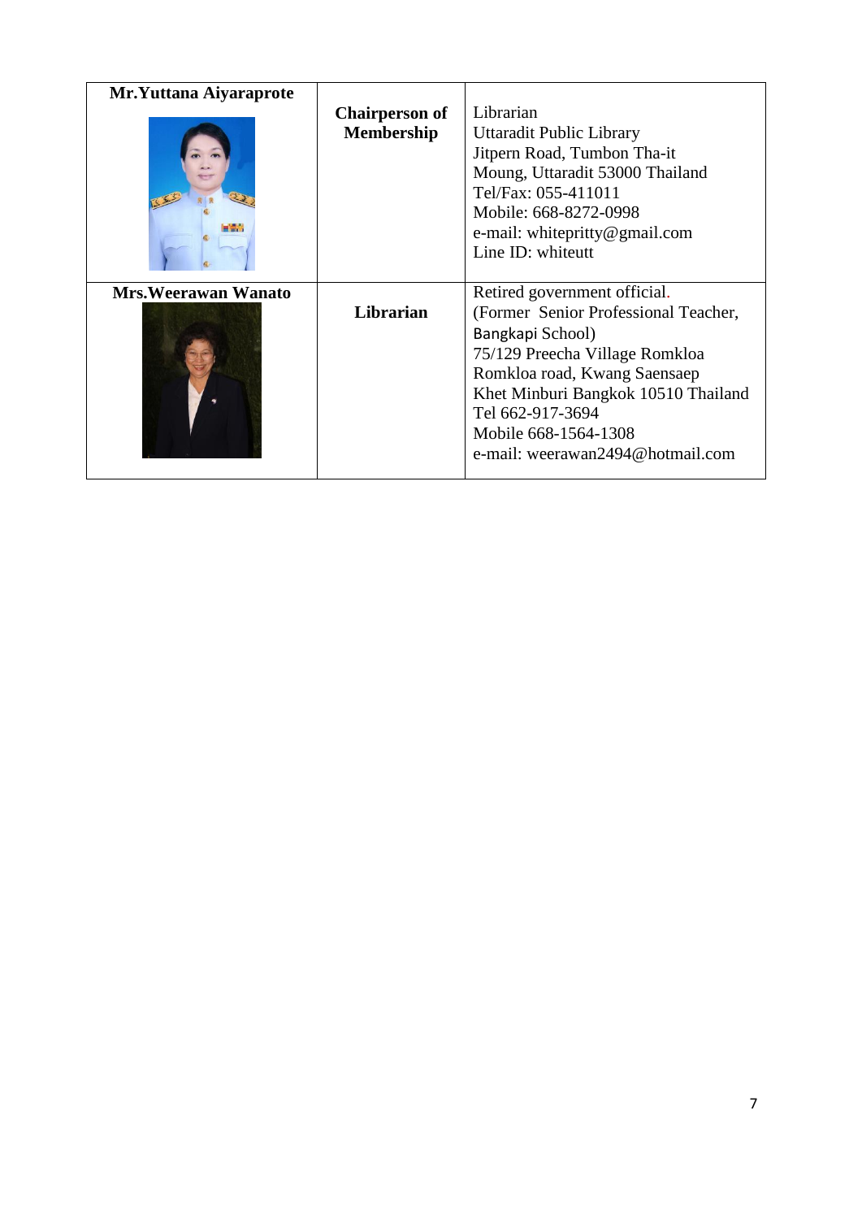| | | |
|---|---|---|
| **Mr.Yuttana Aiyaraprote** | **Chairperson of Membership** | Librarian<br>Uttaradit Public Library<br>Jitpern Road, Tumbon Tha-it<br>Moung, Uttaradit 53000 Thailand<br>Tel/Fax: 055-411011<br>Mobile: 668-8272-0998<br>e-mail: whitepritty@gmail.com<br>Line ID: whiteutt |
| **Mrs.Weerawan Wanato** | **Librarian** | Retired government official.<br>(Former Senior Professional Teacher, Bangkapi School)<br>75/129 Preecha Village Romkloa<br>Romkloa road, Kwang Saensaep<br>Khet Minburi Bangkok 10510 Thailand<br>Tel 662-917-3694<br>Mobile 668-1564-1308<br>e-mail: weerawan2494@hotmail.com |